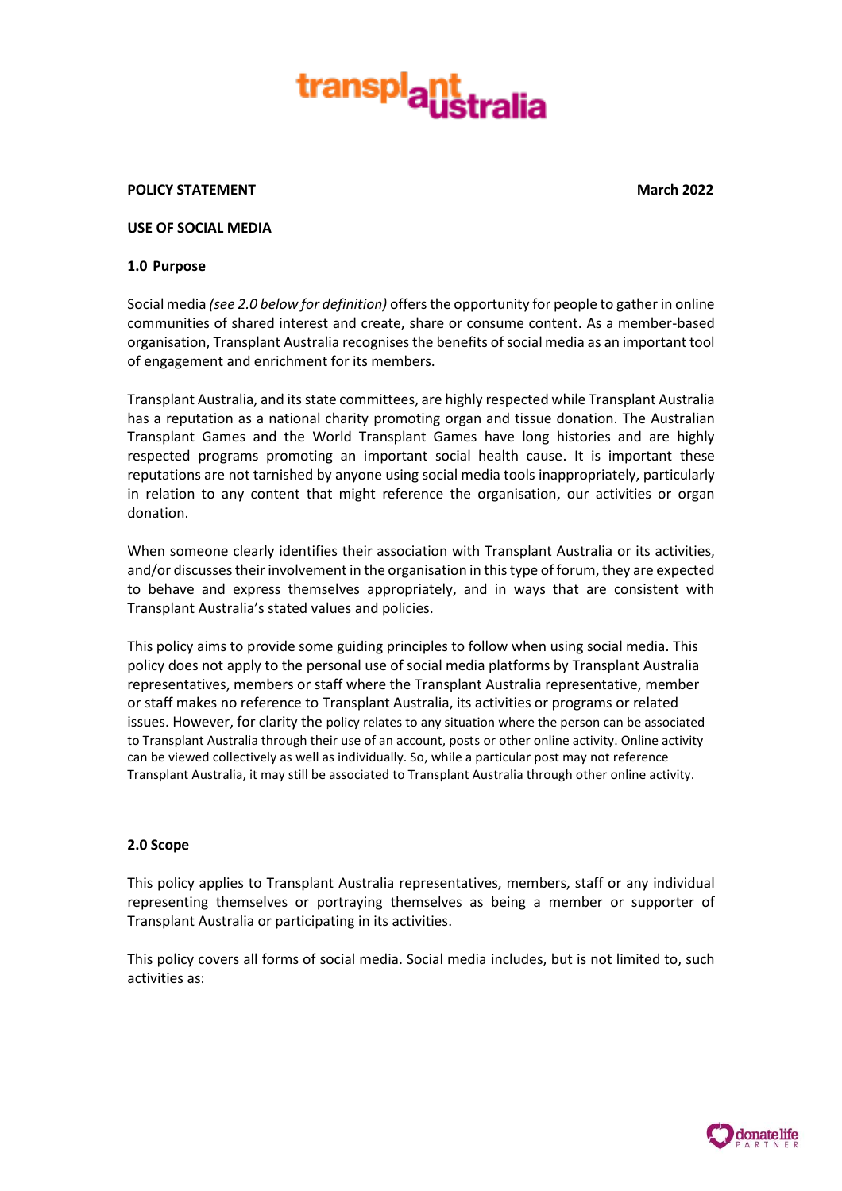**POLICY STATEMENT** **March 2022**

**USE OF SOCIAL MEDIA**

## 1.0 Purpose

Social media *(see 2.0 below for definition)* offers the opportunity for people to gather in online communities of shared interest and create, share or consume content. As a member-based organisation, Transplant Australia recognises the benefits of social media as an important tool of engagement and enrichment for its members.

Transplant Australia, and its state committees, are highly respected while Transplant Australia has a reputation as a national charity promoting organ and tissue donation. The Australian Transplant Games and the World Transplant Games have long histories and are highly respected programs promoting an important social health cause. It is important these reputations are not tarnished by anyone using social media tools inappropriately, particularly in relation to any content that might reference the organisation, our activities or organ donation.

When someone clearly identifies their association with Transplant Australia or its activities, and/or discusses their involvement in the organisation in this type of forum, they are expected to behave and express themselves appropriately, and in ways that are consistent with Transplant Australia's stated values and policies.

This policy aims to provide some guiding principles to follow when using social media. This policy does not apply to the personal use of social media platforms by Transplant Australia representatives, members or staff where the Transplant Australia representative, member or staff makes no reference to Transplant Australia, its activities or programs or related issues. However, for clarity the policy relates to any situation where the person can be associated to Transplant Australia through their use of an account, posts or other online activity. Online activity can be viewed collectively as well as individually. So, while a particular post may not reference Transplant Australia, it may still be associated to Transplant Australia through other online activity.

## 2.0 Scope

This policy applies to Transplant Australia representatives, members, staff or any individual representing themselves or portraying themselves as being a member or supporter of Transplant Australia or participating in its activities.

This policy covers all forms of social media. Social media includes, but is not limited to, such activities as: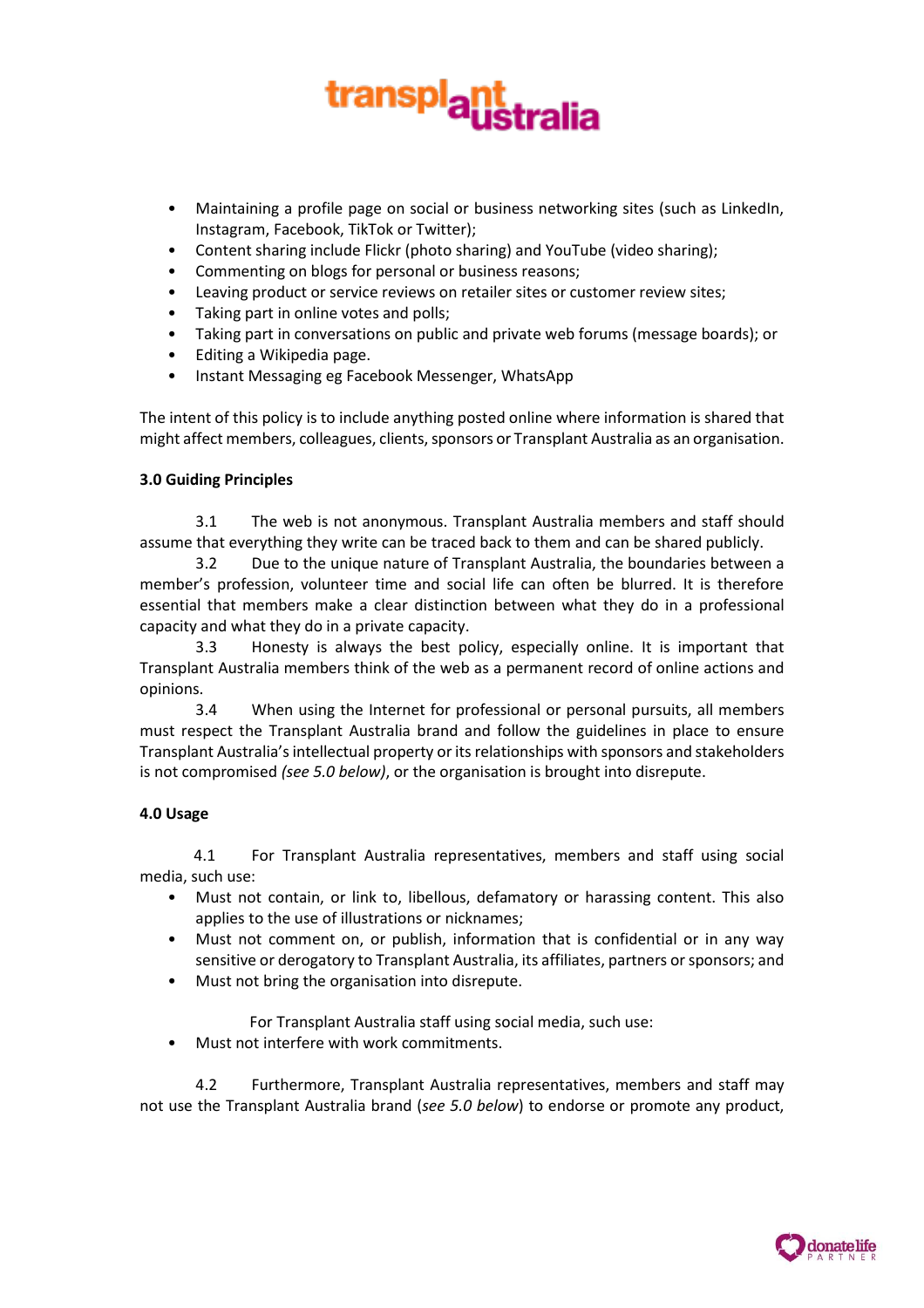- Maintaining a profile page on social or business networking sites (such as LinkedIn, Instagram, Facebook, TikTok or Twitter);
- Content sharing include Flickr (photo sharing) and YouTube (video sharing);
- Commenting on blogs for personal or business reasons;
- Leaving product or service reviews on retailer sites or customer review sites;
- Taking part in online votes and polls;
- Taking part in conversations on public and private web forums (message boards); or
- Editing a Wikipedia page.
- Instant Messaging eg Facebook Messenger, WhatsApp

The intent of this policy is to include anything posted online where information is shared that might affect members, colleagues, clients, sponsors or Transplant Australia as an organisation.

**3.0 Guiding Principles**

3.1 The web is not anonymous. Transplant Australia members and staff should assume that everything they write can be traced back to them and can be shared publicly.

3.2 Due to the unique nature of Transplant Australia, the boundaries between a member's profession, volunteer time and social life can often be blurred. It is therefore essential that members make a clear distinction between what they do in a professional capacity and what they do in a private capacity.

3.3 Honesty is always the best policy, especially online. It is important that Transplant Australia members think of the web as a permanent record of online actions and opinions.

3.4 When using the Internet for professional or personal pursuits, all members must respect the Transplant Australia brand and follow the guidelines in place to ensure Transplant Australia's intellectual property or its relationships with sponsors and stakeholders is not compromised *(see 5.0 below)*, or the organisation is brought into disrepute.

**4.0 Usage**

4.1 For Transplant Australia representatives, members and staff using social media, such use:

- Must not contain, or link to, libellous, defamatory or harassing content. This also applies to the use of illustrations or nicknames;
- Must not comment on, or publish, information that is confidential or in any way sensitive or derogatory to Transplant Australia, its affiliates, partners or sponsors; and
- Must not bring the organisation into disrepute.

For Transplant Australia staff using social media, such use:

- Must not interfere with work commitments.

4.2 Furthermore, Transplant Australia representatives, members and staff may not use the Transplant Australia brand (*see 5.0 below*) to endorse or promote any product,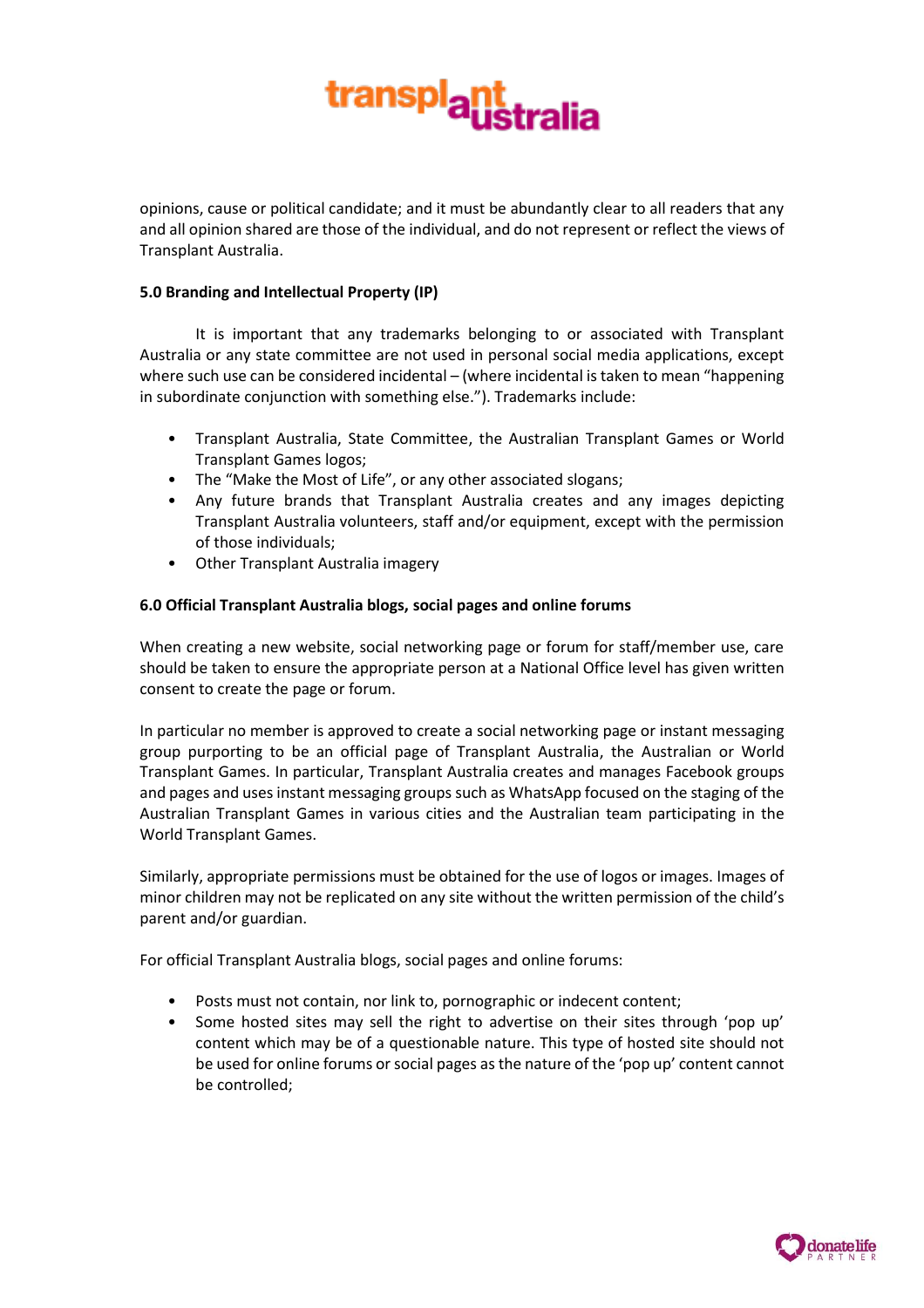opinions, cause or political candidate; and it must be abundantly clear to all readers that any and all opinion shared are those of the individual, and do not represent or reflect the views of Transplant Australia.

**5.0 Branding and Intellectual Property (IP)**

It is important that any trademarks belonging to or associated with Transplant Australia or any state committee are not used in personal social media applications, except where such use can be considered incidental – (where incidental is taken to mean "happening in subordinate conjunction with something else."). Trademarks include:

- Transplant Australia, State Committee, the Australian Transplant Games or World Transplant Games logos;
- The "Make the Most of Life", or any other associated slogans;
- Any future brands that Transplant Australia creates and any images depicting Transplant Australia volunteers, staff and/or equipment, except with the permission of those individuals;
- Other Transplant Australia imagery

**6.0 Official Transplant Australia blogs, social pages and online forums**

When creating a new website, social networking page or forum for staff/member use, care should be taken to ensure the appropriate person at a National Office level has given written consent to create the page or forum.

In particular no member is approved to create a social networking page or instant messaging group purporting to be an official page of Transplant Australia, the Australian or World Transplant Games. In particular, Transplant Australia creates and manages Facebook groups and pages and uses instant messaging groups such as WhatsApp focused on the staging of the Australian Transplant Games in various cities and the Australian team participating in the World Transplant Games.

Similarly, appropriate permissions must be obtained for the use of logos or images. Images of minor children may not be replicated on any site without the written permission of the child's parent and/or guardian.

For official Transplant Australia blogs, social pages and online forums:

- Posts must not contain, nor link to, pornographic or indecent content;
- Some hosted sites may sell the right to advertise on their sites through 'pop up' content which may be of a questionable nature. This type of hosted site should not be used for online forums or social pages as the nature of the 'pop up' content cannot be controlled;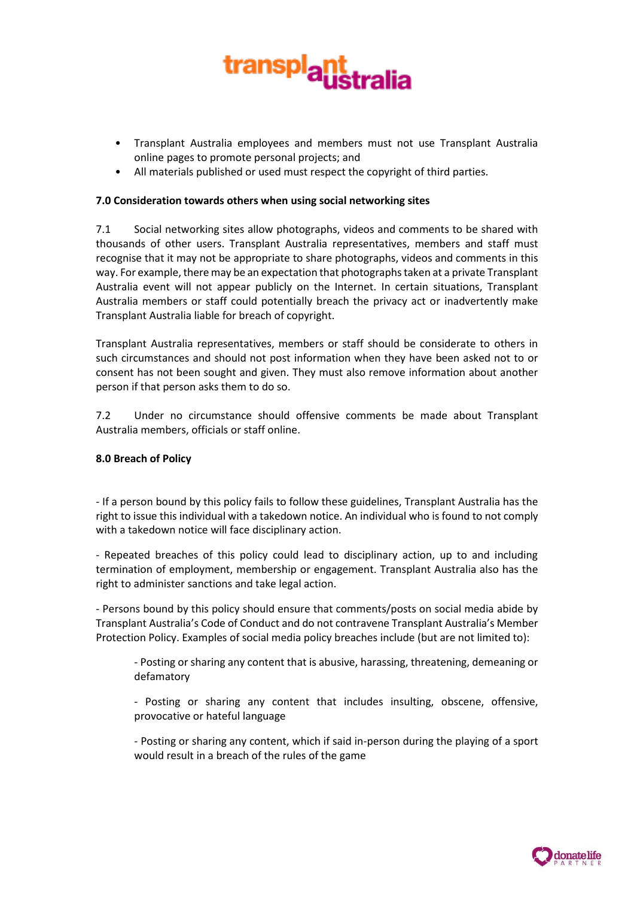- Transplant Australia employees and members must not use Transplant Australia online pages to promote personal projects; and
- All materials published or used must respect the copyright of third parties.

**7.0 Consideration towards others when using social networking sites**

7.1 Social networking sites allow photographs, videos and comments to be shared with thousands of other users. Transplant Australia representatives, members and staff must recognise that it may not be appropriate to share photographs, videos and comments in this way. For example, there may be an expectation that photographs taken at a private Transplant Australia event will not appear publicly on the Internet. In certain situations, Transplant Australia members or staff could potentially breach the privacy act or inadvertently make Transplant Australia liable for breach of copyright.

Transplant Australia representatives, members or staff should be considerate to others in such circumstances and should not post information when they have been asked not to or consent has not been sought and given. They must also remove information about another person if that person asks them to do so.

7.2 Under no circumstance should offensive comments be made about Transplant Australia members, officials or staff online.

**8.0 Breach of Policy**

- If a person bound by this policy fails to follow these guidelines, Transplant Australia has the right to issue this individual with a takedown notice. An individual who is found to not comply with a takedown notice will face disciplinary action.

- Repeated breaches of this policy could lead to disciplinary action, up to and including termination of employment, membership or engagement. Transplant Australia also has the right to administer sanctions and take legal action.

- Persons bound by this policy should ensure that comments/posts on social media abide by Transplant Australia's Code of Conduct and do not contravene Transplant Australia's Member Protection Policy. Examples of social media policy breaches include (but are not limited to):

  - Posting or sharing any content that is abusive, harassing, threatening, demeaning or defamatory

  - Posting or sharing any content that includes insulting, obscene, offensive, provocative or hateful language

  - Posting or sharing any content, which if said in-person during the playing of a sport would result in a breach of the rules of the game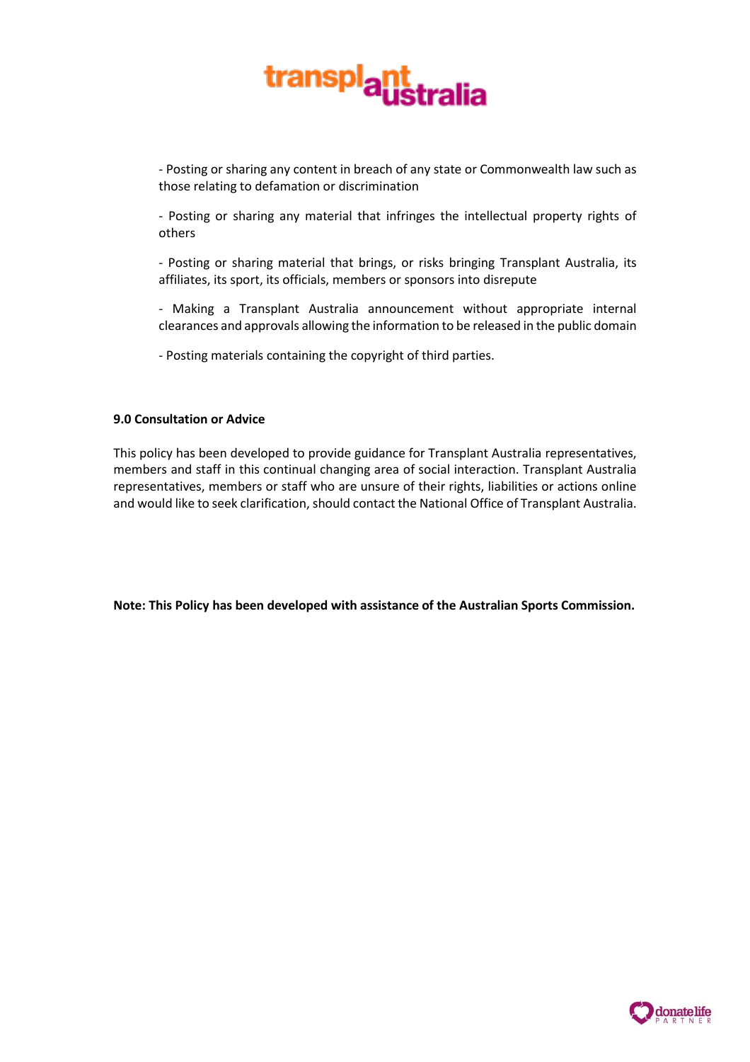- Posting or sharing any content in breach of any state or Commonwealth law such as those relating to defamation or discrimination

- Posting or sharing any material that infringes the intellectual property rights of others

- Posting or sharing material that brings, or risks bringing Transplant Australia, its affiliates, its sport, its officials, members or sponsors into disrepute

- Making a Transplant Australia announcement without appropriate internal clearances and approvals allowing the information to be released in the public domain

- Posting materials containing the copyright of third parties.

**9.0 Consultation or Advice**

This policy has been developed to provide guidance for Transplant Australia representatives, members and staff in this continual changing area of social interaction. Transplant Australia representatives, members or staff who are unsure of their rights, liabilities or actions online and would like to seek clarification, should contact the National Office of Transplant Australia.

**Note: This Policy has been developed with assistance of the Australian Sports Commission.**